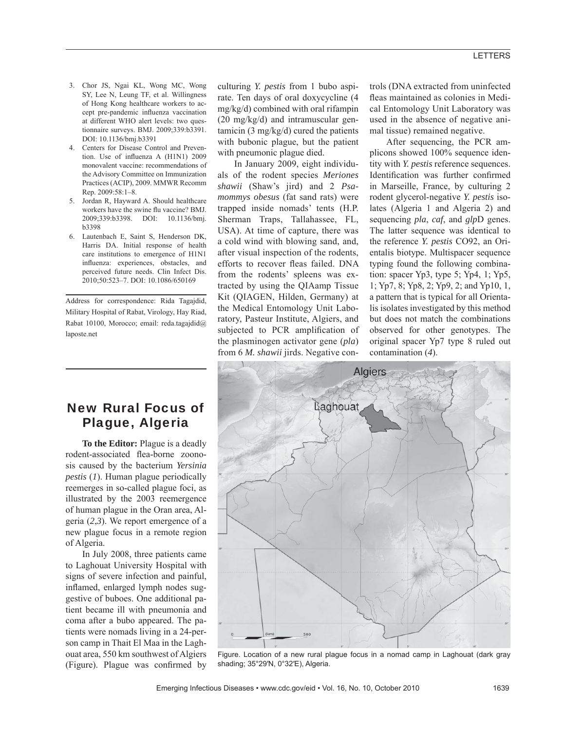3. Chor JS, Ngai KL, Wong MC, Wong SY, Lee N, Leung TF, et al. Willingness of Hong Kong healthcare workers to accept pre-pandemic influenza vaccination at different WHO alert levels: two questionnaire surveys. BMJ. 2009;339:b3391. DOI: 10.1136/bmj.b3391
4. Centers for Disease Control and Prevention. Use of influenza A (H1N1) 2009 monovalent vaccine: recommendations of the Advisory Committee on Immunization Practices (ACIP), 2009. MMWR Recomm Rep. 2009:58:1–8.
5. Jordan R, Hayward A. Should healthcare workers have the swine flu vaccine? BMJ. 2009;339:b3398. DOI: 10.1136/bmj.b3398
6. Lautenbach E, Saint S, Henderson DK, Harris DA. Initial response of health care institutions to emergence of H1N1 influenza: experiences, obstacles, and perceived future needs. Clin Infect Dis. 2010;50:523–7. DOI: 10.1086/650169

Address for correspondence: Rida Tagajdid, Military Hospital of Rabat, Virology, Hay Riad, Rabat 10100, Morocco; email: reda.tagajdid@laposte.net

# New Rural Focus of Plague, Algeria

**To the Editor:** Plague is a deadly rodent-associated flea-borne zoonosis caused by the bacterium *Yersinia pestis* (*1*). Human plague periodically reemerges in so-called plague foci, as illustrated by the 2003 reemergence of human plague in the Oran area, Algeria (*2*,*3*). We report emergence of a new plague focus in a remote region of Algeria.

In July 2008, three patients came to Laghouat University Hospital with signs of severe infection and painful, inflamed, enlarged lymph nodes suggestive of buboes. One additional patient became ill with pneumonia and coma after a bubo appeared. The patients were nomads living in a 24-person camp in Thait El Maa in the Laghouat area, 550 km southwest of Algiers (Figure). Plague was confirmed by culturing *Y. pestis* from 1 bubo aspirate. Ten days of oral doxycycline (4 mg/kg/d) combined with oral rifampin (20 mg/kg/d) and intramuscular gentamicin (3 mg/kg/d) cured the patients with bubonic plague, but the patient with pneumonic plague died.

In January 2009, eight individuals of the rodent species *Meriones shawii* (Shaw's jird) and 2 *Psammomys obesus* (fat sand rats) were trapped inside nomads' tents (H.P. Sherman Traps, Tallahassee, FL, USA). At time of capture, there was a cold wind with blowing sand, and, after visual inspection of the rodents, efforts to recover fleas failed. DNA from the rodents' spleens was extracted by using the QIAamp Tissue Kit (QIAGEN, Hilden, Germany) at the Medical Entomology Unit Laboratory, Pasteur Institute, Algiers, and subjected to PCR amplification of the plasminogen activator gene (*pla*) from 6 *M. shawii* jirds. Negative controls (DNA extracted from uninfected fleas maintained as colonies in Medical Entomology Unit Laboratory was used in the absence of negative animal tissue) remained negative.

After sequencing, the PCR amplicons showed 100% sequence identity with *Y. pestis* reference sequences. Identification was further confirmed in Marseille, France, by culturing 2 rodent glycerol-negative *Y. pestis* isolates (Algeria 1 and Algeria 2) and sequencing *pla*, *caf*, and *glp*D genes. The latter sequence was identical to the reference *Y. pestis* CO92, an Orientalis biotype. Multispacer sequence typing found the following combination: spacer Yp3, type 5; Yp4, 1; Yp5, 1; Yp7, 8; Yp8, 2; Yp9, 2; and Yp10, 1, a pattern that is typical for all Orientalis isolates investigated by this method but does not match the combinations observed for other genotypes. The original spacer Yp7 type 8 ruled out contamination (*4*).

Figure. Location of a new rural plague focus in a nomad camp in Laghouat (dark gray shading; 35°29′N, 0°32′E), Algeria.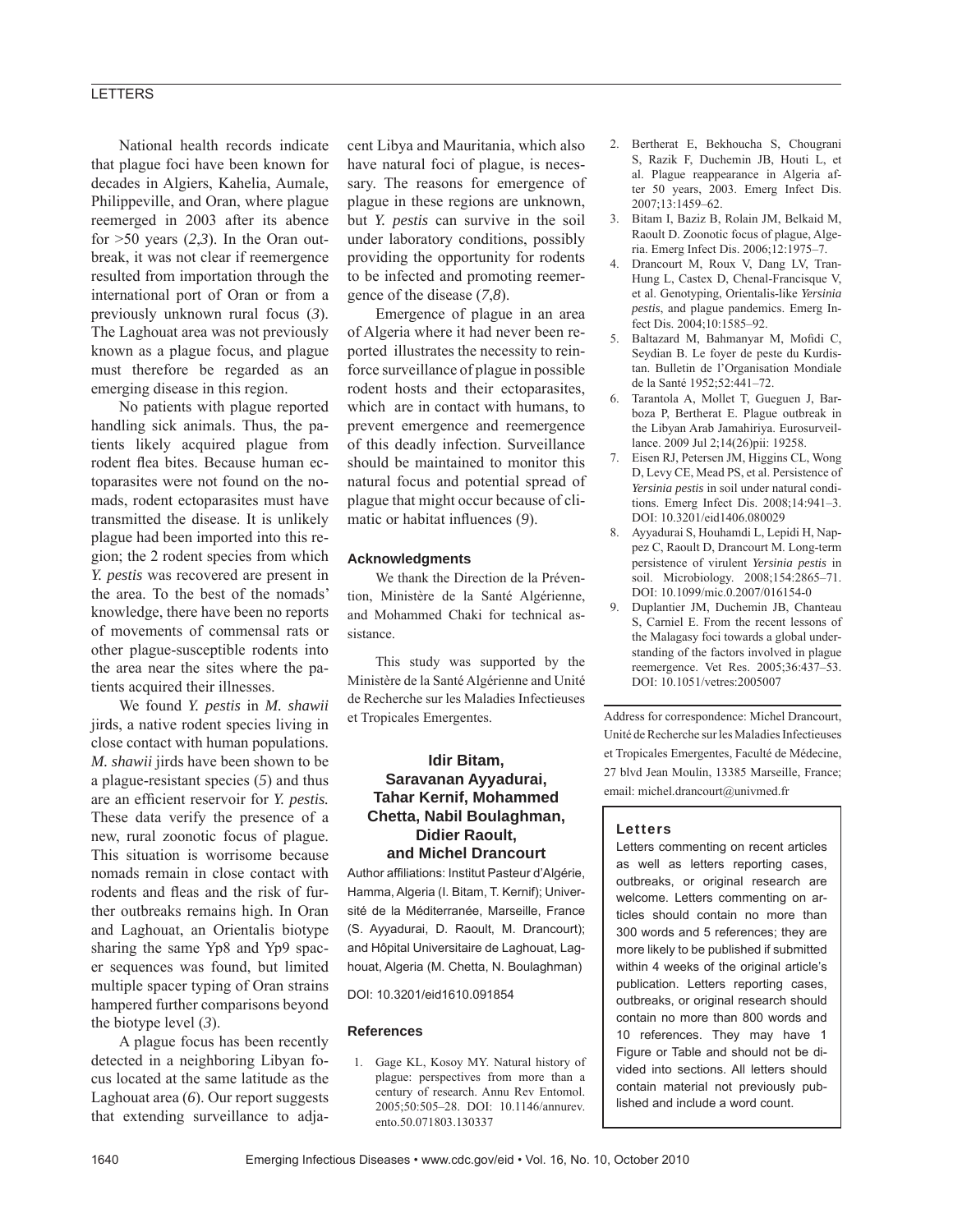National health records indicate that plague foci have been known for decades in Algiers, Kahelia, Aumale, Philippeville, and Oran, where plague reemerged in 2003 after its abence for >50 years (*2*,*3*). In the Oran outbreak, it was not clear if reemergence resulted from importation through the international port of Oran or from a previously unknown rural focus (*3*). The Laghouat area was not previously known as a plague focus, and plague must therefore be regarded as an emerging disease in this region.

No patients with plague reported handling sick animals. Thus, the patients likely acquired plague from rodent flea bites. Because human ectoparasites were not found on the nomads, rodent ectoparasites must have transmitted the disease. It is unlikely plague had been imported into this region; the 2 rodent species from which *Y. pestis* was recovered are present in the area. To the best of the nomads' knowledge, there have been no reports of movements of commensal rats or other plague-susceptible rodents into the area near the sites where the patients acquired their illnesses.

We found *Y. pestis* in *M. shawii* jirds, a native rodent species living in close contact with human populations. *M. shawii* jirds have been shown to be a plague-resistant species (*5*) and thus are an efficient reservoir for *Y. pestis.* These data verify the presence of a new, rural zoonotic focus of plague. This situation is worrisome because nomads remain in close contact with rodents and fleas and the risk of further outbreaks remains high. In Oran and Laghouat, an Orientalis biotype sharing the same Yp8 and Yp9 spacer sequences was found, but limited multiple spacer typing of Oran strains hampered further comparisons beyond the biotype level (*3*).

A plague focus has been recently detected in a neighboring Libyan focus located at the same latitude as the Laghouat area (*6*). Our report suggests that extending surveillance to adjacent Libya and Mauritania, which also have natural foci of plague, is necessary. The reasons for emergence of plague in these regions are unknown, but *Y. pestis* can survive in the soil under laboratory conditions, possibly providing the opportunity for rodents to be infected and promoting reemergence of the disease (*7*,*8*).

Emergence of plague in an area of Algeria where it had never been reported illustrates the necessity to reinforce surveillance of plague in possible rodent hosts and their ectoparasites, which are in contact with humans, to prevent emergence and reemergence of this deadly infection. Surveillance should be maintained to monitor this natural focus and potential spread of plague that might occur because of climatic or habitat influences (*9*).

### Acknowledgments

We thank the Direction de la Prévention, Ministère de la Santé Algérienne, and Mohammed Chaki for technical assistance.

This study was supported by the Ministère de la Santé Algérienne and Unité de Recherche sur les Maladies Infectieuses et Tropicales Emergentes.

**Idir Bitam, Saravanan Ayyadurai, Tahar Kernif, Mohammed Chetta, Nabil Boulaghman, Didier Raoult, and Michel Drancourt**

Author affiliations: Institut Pasteur d'Algérie, Hamma, Algeria (I. Bitam, T. Kernif); Université de la Méditerranée, Marseille, France (S. Ayyadurai, D. Raoult, M. Drancourt); and Hôpital Universitaire de Laghouat, Laghouat, Algeria (M. Chetta, N. Boulaghman)

DOI: 10.3201/eid1610.091854

### References

1. Gage KL, Kosoy MY. Natural history of plague: perspectives from more than a century of research. Annu Rev Entomol. 2005;50:505–28. DOI: 10.1146/annurev.ento.50.071803.130337
2. Bertherat E, Bekhoucha S, Chougrani S, Razik F, Duchemin JB, Houti L, et al. Plague reappearance in Algeria after 50 years, 2003. Emerg Infect Dis. 2007;13:1459–62.
3. Bitam I, Baziz B, Rolain JM, Belkaid M, Raoult D. Zoonotic focus of plague, Algeria. Emerg Infect Dis. 2006;12:1975–7.
4. Drancourt M, Roux V, Dang LV, Tran-Hung L, Castex D, Chenal-Francisque V, et al. Genotyping, Orientalis-like *Yersinia pestis*, and plague pandemics. Emerg Infect Dis. 2004;10:1585–92.
5. Baltazard M, Bahmanyar M, Mofidi C, Seydian B. Le foyer de peste du Kurdistan. Bulletin de l'Organisation Mondiale de la Santé 1952;52:441–72.
6. Tarantola A, Mollet T, Gueguen J, Barboza P, Bertherat E. Plague outbreak in the Libyan Arab Jamahiriya. Eurosurveillance. 2009 Jul 2;14(26)pii: 19258.
7. Eisen RJ, Petersen JM, Higgins CL, Wong D, Levy CE, Mead PS, et al. Persistence of *Yersinia pestis* in soil under natural conditions. Emerg Infect Dis. 2008;14:941–3. DOI: 10.3201/eid1406.080029
8. Ayyadurai S, Houhamdi L, Lepidi H, Nappez C, Raoult D, Drancourt M. Long-term persistence of virulent *Yersinia pestis* in soil. Microbiology. 2008;154:2865–71. DOI: 10.1099/mic.0.2007/016154-0
9. Duplantier JM, Duchemin JB, Chanteau S, Carniel E. From the recent lessons of the Malagasy foci towards a global understanding of the factors involved in plague reemergence. Vet Res. 2005;36:437–53. DOI: 10.1051/vetres:2005007

Address for correspondence: Michel Drancourt, Unité de Recherche sur les Maladies Infectieuses et Tropicales Emergentes, Faculté de Médecine, 27 blvd Jean Moulin, 13385 Marseille, France; email: michel.drancourt@univmed.fr

**Letters**

Letters commenting on recent articles as well as letters reporting cases, outbreaks, or original research are welcome. Letters commenting on articles should contain no more than 300 words and 5 references; they are more likely to be published if submitted within 4 weeks of the original article's publication. Letters reporting cases, outbreaks, or original research should contain no more than 800 words and 10 references. They may have 1 Figure or Table and should not be divided into sections. All letters should contain material not previously published and include a word count.